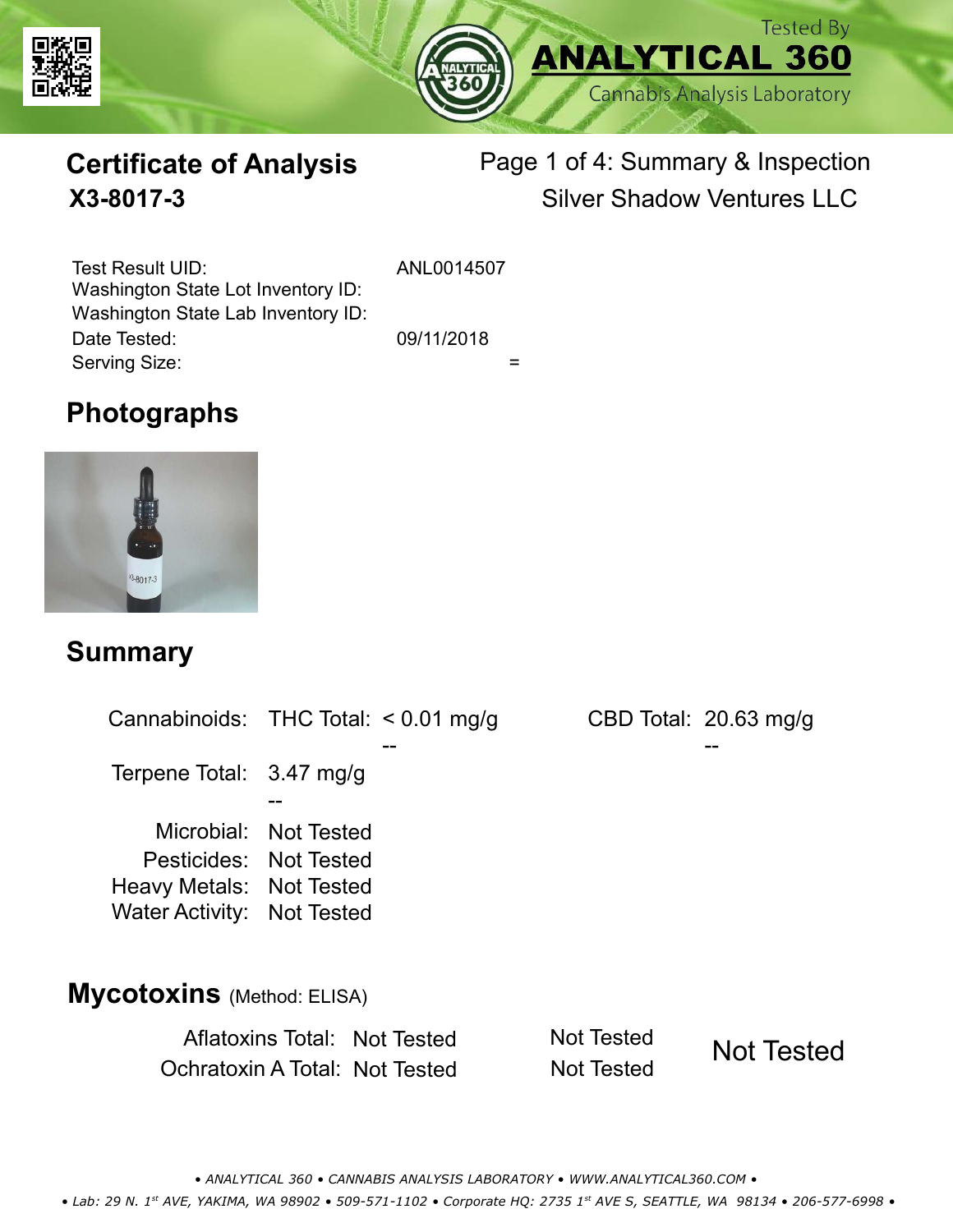Tested By **ANALYTICAL 360** Cannabis Analysis Laboratory

# Certificate of Analysis
## X3-8017-3

Page 1 of 4: Summary & Inspection
Silver Shadow Ventures LLC

| | |
|---|---|
| Test Result UID: | ANL0014507 |
| Washington State Lot Inventory ID: | |
| Washington State Lab Inventory ID: | |
| Date Tested: | 09/11/2018 |
| Serving Size: | = |

## Photographs

## Summary

| | | | | |
|---|---|---|---|---|
| Cannabinoids: | THC Total: | < 0.01 mg/g | CBD Total: | 20.63 mg/g |
| | | -- | | -- |
| Terpene Total: | 3.47 mg/g | | | |
| | -- | | | |
| Microbial: | Not Tested | | | |
| Pesticides: | Not Tested | | | |
| Heavy Metals: | Not Tested | | | |
| Water Activity: | Not Tested | | | |

## Mycotoxins (Method: ELISA)

| | | | |
|---|---|---|---|
| Aflatoxins Total: | Not Tested | Not Tested | Not Tested |
| Ochratoxin A Total: | Not Tested | Not Tested | |

• ANALYTICAL 360 • CANNABIS ANALYSIS LABORATORY • WWW.ANALYTICAL360.COM •

• Lab: 29 N. 1st AVE, YAKIMA, WA 98902 • 509-571-1102 • Corporate HQ: 2735 1st AVE S, SEATTLE, WA 98134 • 206-577-6998 •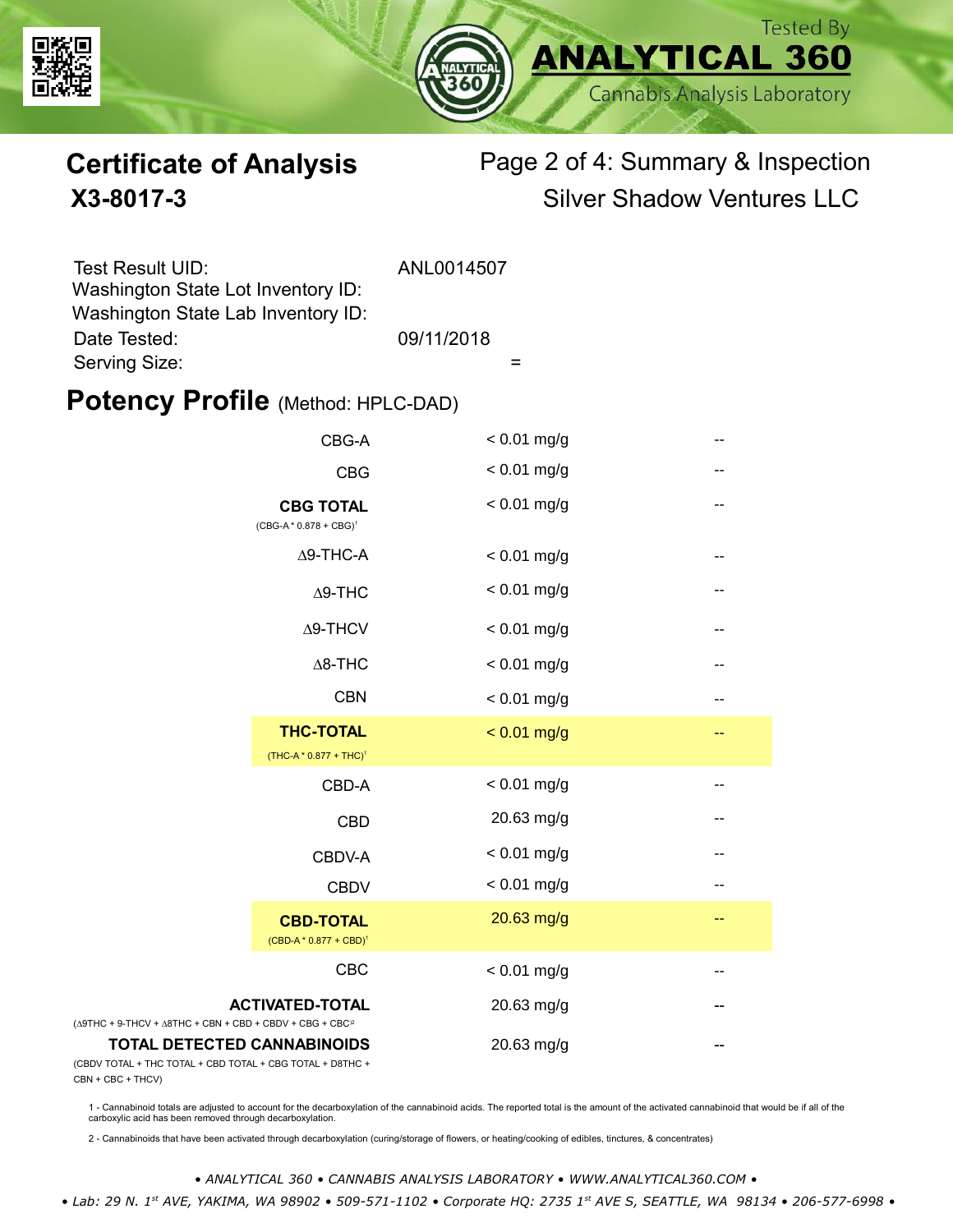# Certificate of Analysis

## X3-8017-3

Page 2 of 4: Summary & Inspection

Silver Shadow Ventures LLC

Test Result UID: ANL0014507
Washington State Lot Inventory ID:
Washington State Lab Inventory ID:
Date Tested: 09/11/2018
Serving Size: =

## Potency Profile (Method: HPLC-DAD)

| Analyte | Result | |
|---|---|---|
| CBG-A | < 0.01 mg/g | -- |
| CBG | < 0.01 mg/g | -- |
| **CBG TOTAL** (CBG-A * 0.878 + CBG)[1] | < 0.01 mg/g | -- |
| Δ9-THC-A | < 0.01 mg/g | -- |
| Δ9-THC | < 0.01 mg/g | -- |
| Δ9-THCV | < 0.01 mg/g | -- |
| Δ8-THC | < 0.01 mg/g | -- |
| CBN | < 0.01 mg/g | -- |
| **THC-TOTAL** (THC-A * 0.877 + THC)[1] | < 0.01 mg/g | -- |
| CBD-A | < 0.01 mg/g | -- |
| CBD | 20.63 mg/g | -- |
| CBDV-A | < 0.01 mg/g | -- |
| CBDV | < 0.01 mg/g | -- |
| **CBD-TOTAL** (CBD-A * 0.877 + CBD)[1] | 20.63 mg/g | -- |
| CBC | < 0.01 mg/g | -- |
| **ACTIVATED-TOTAL** (Δ9THC + 9-THCV + Δ8THC + CBN + CBD + CBDV + CBG + CBC)[2] | 20.63 mg/g | -- |
| **TOTAL DETECTED CANNABINOIDS** (CBDV TOTAL + THC TOTAL + CBD TOTAL + CBG TOTAL + D8THC + CBN + CBC + THCV) | 20.63 mg/g | -- |

1 - Cannabinoid totals are adjusted to account for the decarboxylation of the cannabinoid acids. The reported total is the amount of the activated cannabinoid that would be if all of the carboxylic acid has been removed through decarboxylation.

2 - Cannabinoids that have been activated through decarboxylation (curing/storage of flowers, or heating/cooking of edibles, tinctures, & concentrates)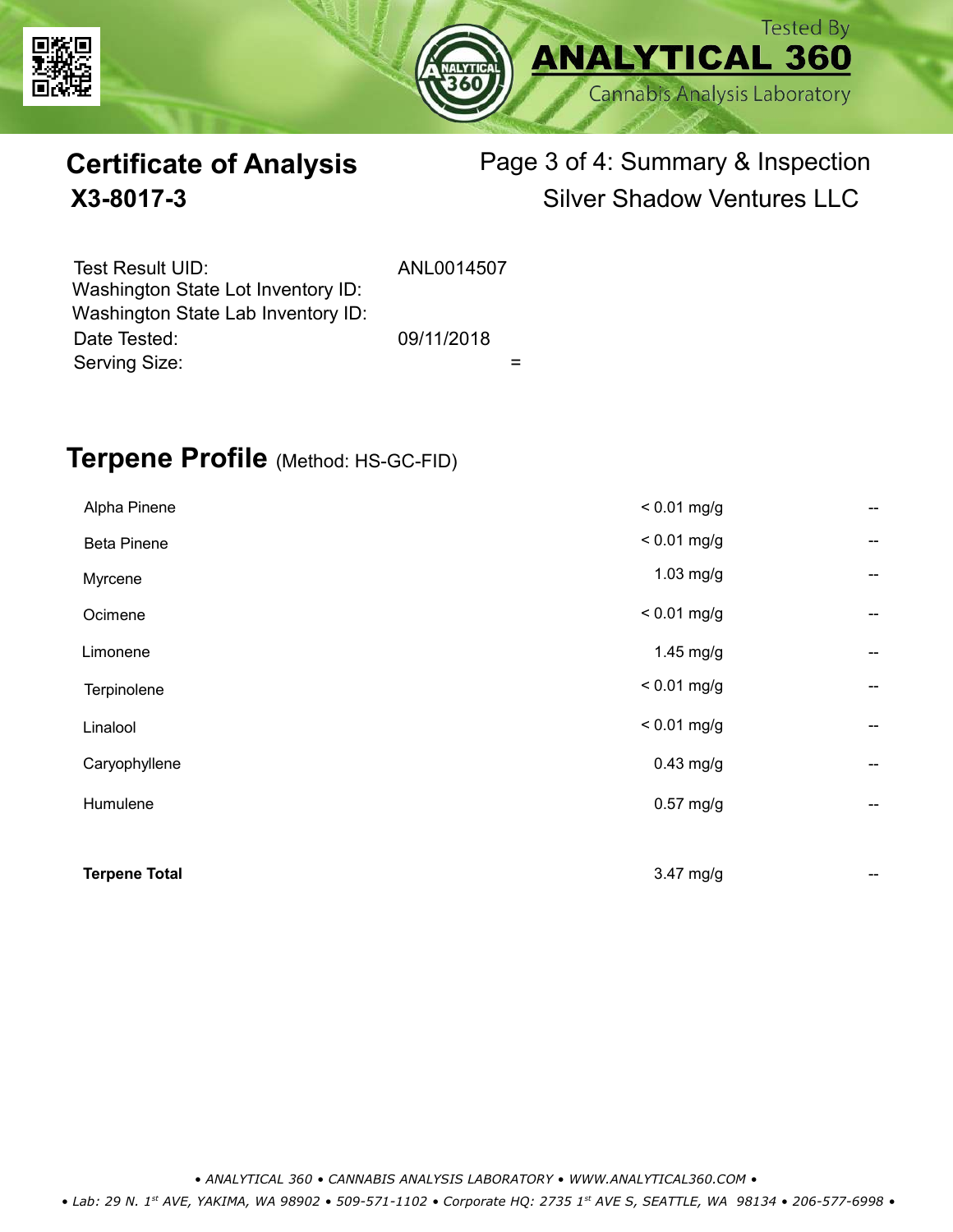Tested By
**ANALYTICAL 360**
Cannabis Analysis Laboratory

# Certificate of Analysis
## X3-8017-3

Page 3 of 4: Summary & Inspection
Silver Shadow Ventures LLC

| | |
|---|---|
| Test Result UID: | ANL0014507 |
| Washington State Lot Inventory ID: | |
| Washington State Lab Inventory ID: | |
| Date Tested: | 09/11/2018 |
| Serving Size: | = |

## Terpene Profile (Method: HS-GC-FID)

| | | |
|---|---|---|
| Alpha Pinene | < 0.01 mg/g | -- |
| Beta Pinene | < 0.01 mg/g | -- |
| Myrcene | 1.03 mg/g | -- |
| Ocimene | < 0.01 mg/g | -- |
| Limonene | 1.45 mg/g | -- |
| Terpinolene | < 0.01 mg/g | -- |
| Linalool | < 0.01 mg/g | -- |
| Caryophyllene | 0.43 mg/g | -- |
| Humulene | 0.57 mg/g | -- |
| **Terpene Total** | 3.47 mg/g | -- |

*• ANALYTICAL 360 • CANNABIS ANALYSIS LABORATORY • WWW.ANALYTICAL360.COM •*

*• Lab: 29 N. 1st AVE, YAKIMA, WA 98902 • 509-571-1102 • Corporate HQ: 2735 1st AVE S, SEATTLE, WA 98134 • 206-577-6998 •*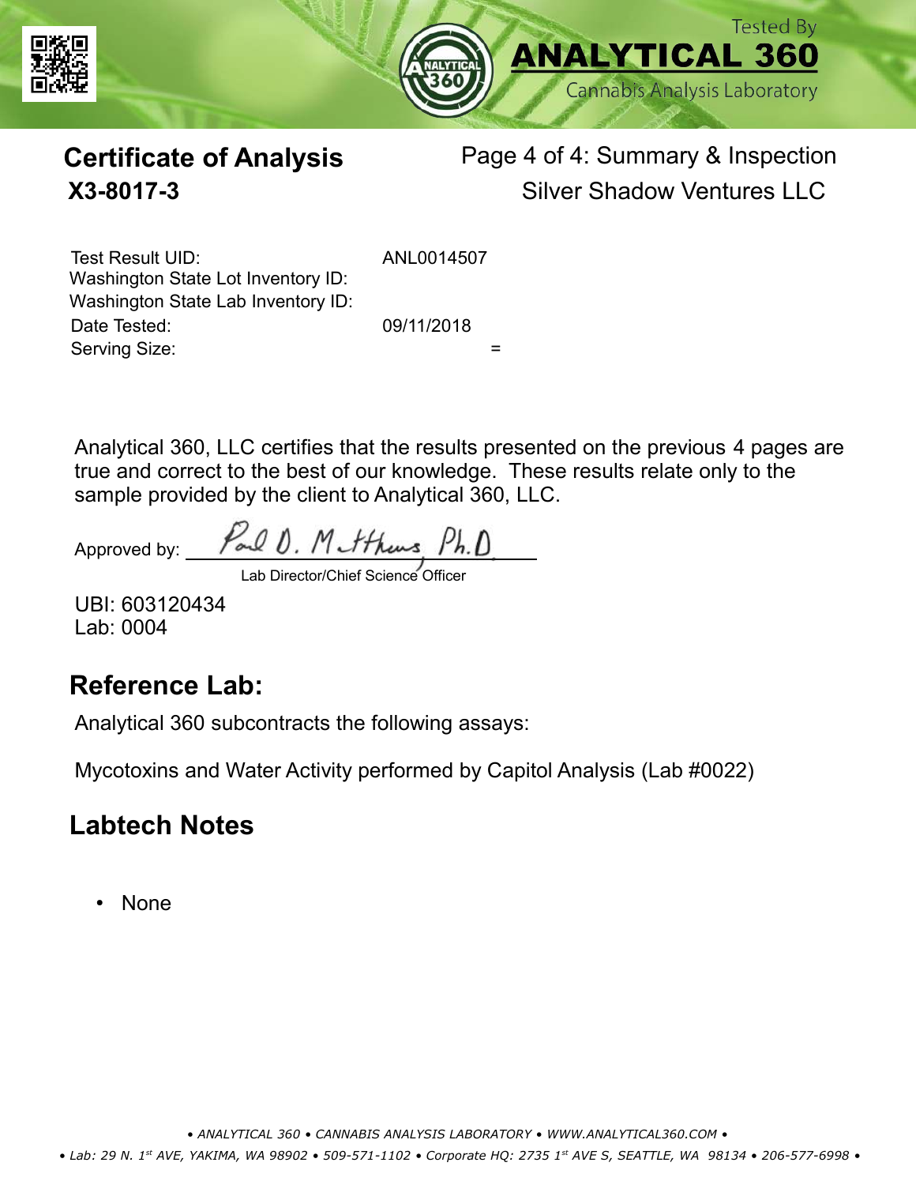Tested By
**ANALYTICAL 360**
Cannabis Analysis Laboratory

## Certificate of Analysis

**X3-8017-3**

Page 4 of 4: Summary & Inspection

Silver Shadow Ventures LLC

| | |
|---|---|
| Test Result UID: | ANL0014507 |
| Washington State Lot Inventory ID: | |
| Washington State Lab Inventory ID: | |
| Date Tested: | 09/11/2018 |
| Serving Size: | = |

Analytical 360, LLC certifies that the results presented on the previous 4 pages are true and correct to the best of our knowledge. These results relate only to the sample provided by the client to Analytical 360, LLC.

Approved by: Paul D. Matthews, Ph.D

Lab Director/Chief Science Officer

UBI: 603120434

Lab: 0004

## Reference Lab:

Analytical 360 subcontracts the following assays:

Mycotoxins and Water Activity performed by Capitol Analysis (Lab #0022)

## Labtech Notes

- None

• ANALYTICAL 360 • CANNABIS ANALYSIS LABORATORY • WWW.ANALYTICAL360.COM •

• Lab: 29 N. 1st AVE, YAKIMA, WA 98902 • 509-571-1102 • Corporate HQ: 2735 1st AVE S, SEATTLE, WA 98134 • 206-577-6998 •